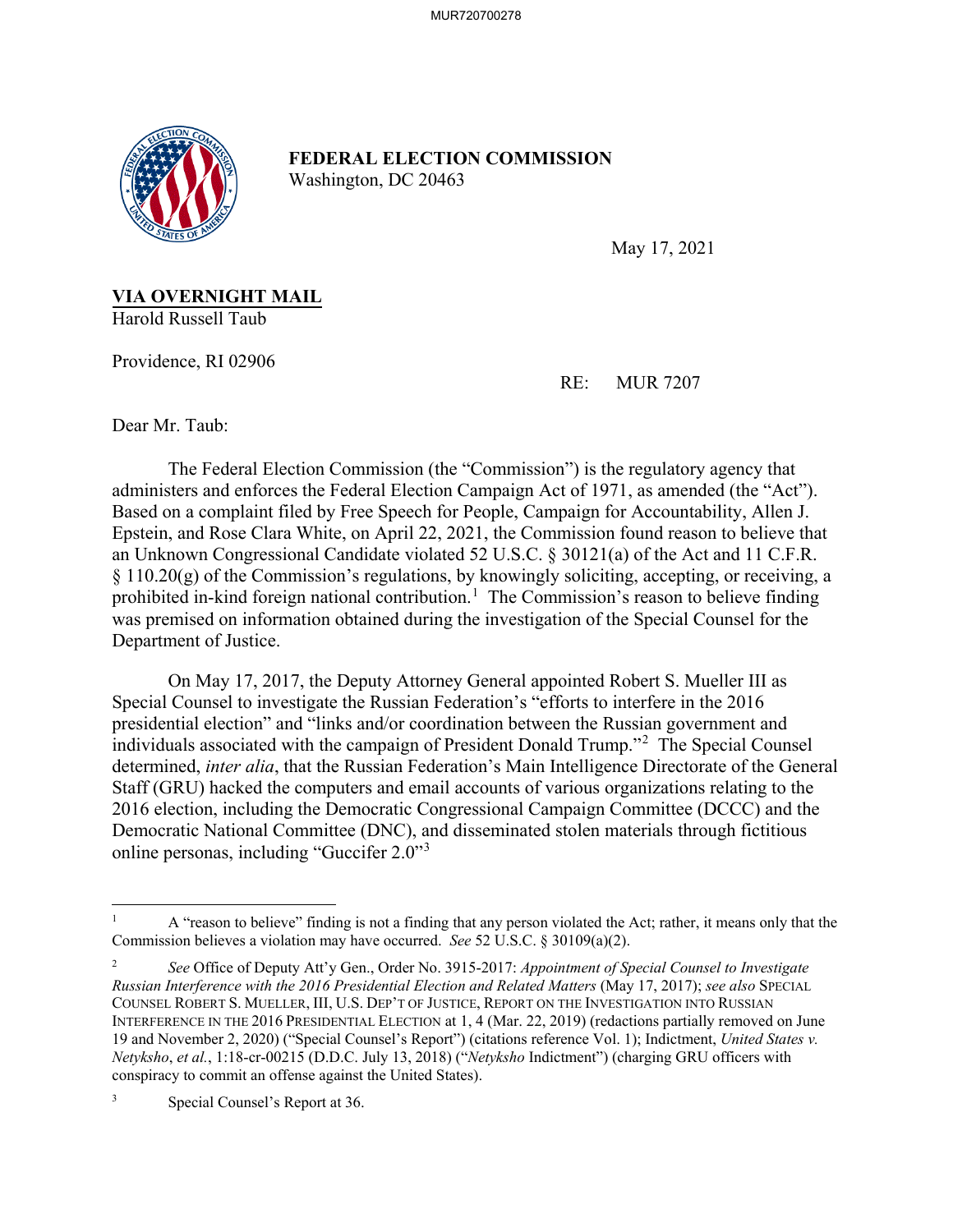**FEDERAL ELECTION COMMISSION**
Washington, DC 20463

May 17, 2021

**VIA OVERNIGHT MAIL**
Harold Russell Taub

Providence, RI 02906

RE: MUR 7207

Dear Mr. Taub:

The Federal Election Commission (the "Commission") is the regulatory agency that administers and enforces the Federal Election Campaign Act of 1971, as amended (the "Act"). Based on a complaint filed by Free Speech for People, Campaign for Accountability, Allen J. Epstein, and Rose Clara White, on April 22, 2021, the Commission found reason to believe that an Unknown Congressional Candidate violated 52 U.S.C. § 30121(a) of the Act and 11 C.F.R. § 110.20(g) of the Commission's regulations, by knowingly soliciting, accepting, or receiving, a prohibited in-kind foreign national contribution.[1] The Commission's reason to believe finding was premised on information obtained during the investigation of the Special Counsel for the Department of Justice.

On May 17, 2017, the Deputy Attorney General appointed Robert S. Mueller III as Special Counsel to investigate the Russian Federation's "efforts to interfere in the 2016 presidential election" and "links and/or coordination between the Russian government and individuals associated with the campaign of President Donald Trump."[2] The Special Counsel determined, *inter alia*, that the Russian Federation's Main Intelligence Directorate of the General Staff (GRU) hacked the computers and email accounts of various organizations relating to the 2016 election, including the Democratic Congressional Campaign Committee (DCCC) and the Democratic National Committee (DNC), and disseminated stolen materials through fictitious online personas, including "Guccifer 2.0"[3]

---

[1] A "reason to believe" finding is not a finding that any person violated the Act; rather, it means only that the Commission believes a violation may have occurred. *See* 52 U.S.C. § 30109(a)(2).

[2] *See* Office of Deputy Att'y Gen., Order No. 3915-2017: *Appointment of Special Counsel to Investigate Russian Interference with the 2016 Presidential Election and Related Matters* (May 17, 2017); *see also* SPECIAL COUNSEL ROBERT S. MUELLER, III, U.S. DEP'T OF JUSTICE, REPORT ON THE INVESTIGATION INTO RUSSIAN INTERFERENCE IN THE 2016 PRESIDENTIAL ELECTION at 1, 4 (Mar. 22, 2019) (redactions partially removed on June 19 and November 2, 2020) ("Special Counsel's Report") (citations reference Vol. 1); Indictment, *United States v. Netyksho*, *et al.*, 1:18-cr-00215 (D.D.C. July 13, 2018) ("*Netyksho* Indictment") (charging GRU officers with conspiracy to commit an offense against the United States).

[3] Special Counsel's Report at 36.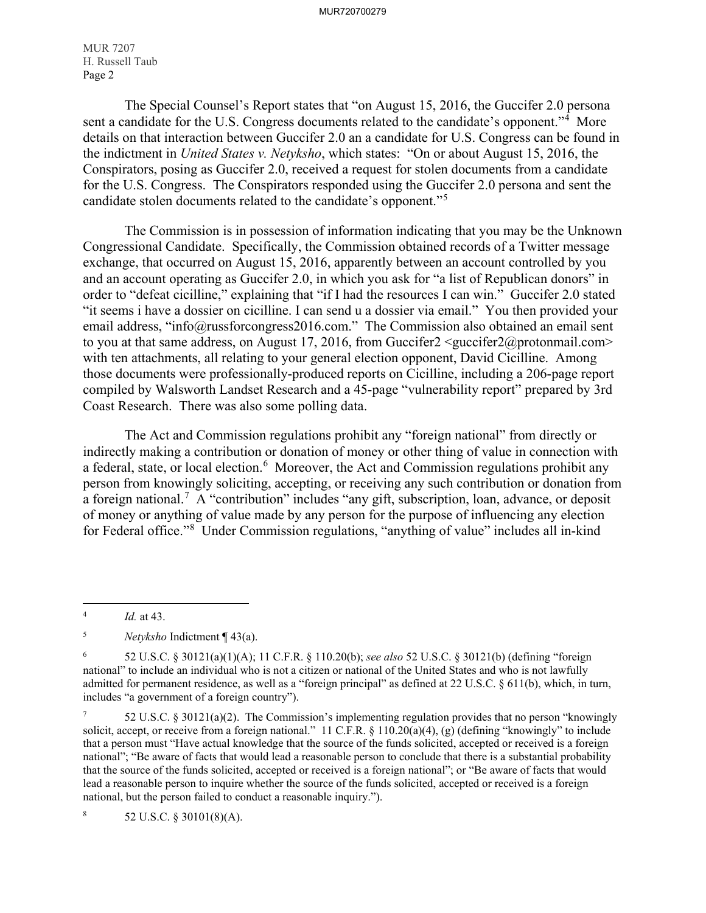MUR 7207
H. Russell Taub

The Special Counsel's Report states that "on August 15, 2016, the Guccifer 2.0 persona sent a candidate for the U.S. Congress documents related to the candidate's opponent."[4] More details on that interaction between Guccifer 2.0 an a candidate for U.S. Congress can be found in the indictment in *United States v. Netyksho*, which states: "On or about August 15, 2016, the Conspirators, posing as Guccifer 2.0, received a request for stolen documents from a candidate for the U.S. Congress. The Conspirators responded using the Guccifer 2.0 persona and sent the candidate stolen documents related to the candidate's opponent."[5]

The Commission is in possession of information indicating that you may be the Unknown Congressional Candidate. Specifically, the Commission obtained records of a Twitter message exchange, that occurred on August 15, 2016, apparently between an account controlled by you and an account operating as Guccifer 2.0, in which you ask for "a list of Republican donors" in order to "defeat cicilline," explaining that "if I had the resources I can win." Guccifer 2.0 stated "it seems i have a dossier on cicilline. I can send u a dossier via email." You then provided your email address, "info@russforcongress2016.com." The Commission also obtained an email sent to you at that same address, on August 17, 2016, from Guccifer2 <guccifer2@protonmail.com> with ten attachments, all relating to your general election opponent, David Cicilline. Among those documents were professionally-produced reports on Cicilline, including a 206-page report compiled by Walsworth Landset Research and a 45-page "vulnerability report" prepared by 3rd Coast Research. There was also some polling data.

The Act and Commission regulations prohibit any "foreign national" from directly or indirectly making a contribution or donation of money or other thing of value in connection with a federal, state, or local election.[6] Moreover, the Act and Commission regulations prohibit any person from knowingly soliciting, accepting, or receiving any such contribution or donation from a foreign national.[7] A "contribution" includes "any gift, subscription, loan, advance, or deposit of money or anything of value made by any person for the purpose of influencing any election for Federal office."[8] Under Commission regulations, "anything of value" includes all in-kind

---

[4] *Id.* at 43.

[5] *Netyksho* Indictment ¶ 43(a).

[6] 52 U.S.C. § 30121(a)(1)(A); 11 C.F.R. § 110.20(b); *see also* 52 U.S.C. § 30121(b) (defining "foreign national" to include an individual who is not a citizen or national of the United States and who is not lawfully admitted for permanent residence, as well as a "foreign principal" as defined at 22 U.S.C. § 611(b), which, in turn, includes "a government of a foreign country").

[7] 52 U.S.C. § 30121(a)(2). The Commission's implementing regulation provides that no person "knowingly solicit, accept, or receive from a foreign national." 11 C.F.R. § 110.20(a)(4), (g) (defining "knowingly" to include that a person must "Have actual knowledge that the source of the funds solicited, accepted or received is a foreign national"; "Be aware of facts that would lead a reasonable person to conclude that there is a substantial probability that the source of the funds solicited, accepted or received is a foreign national"; or "Be aware of facts that would lead a reasonable person to inquire whether the source of the funds solicited, accepted or received is a foreign national, but the person failed to conduct a reasonable inquiry.").

[8] 52 U.S.C. § 30101(8)(A).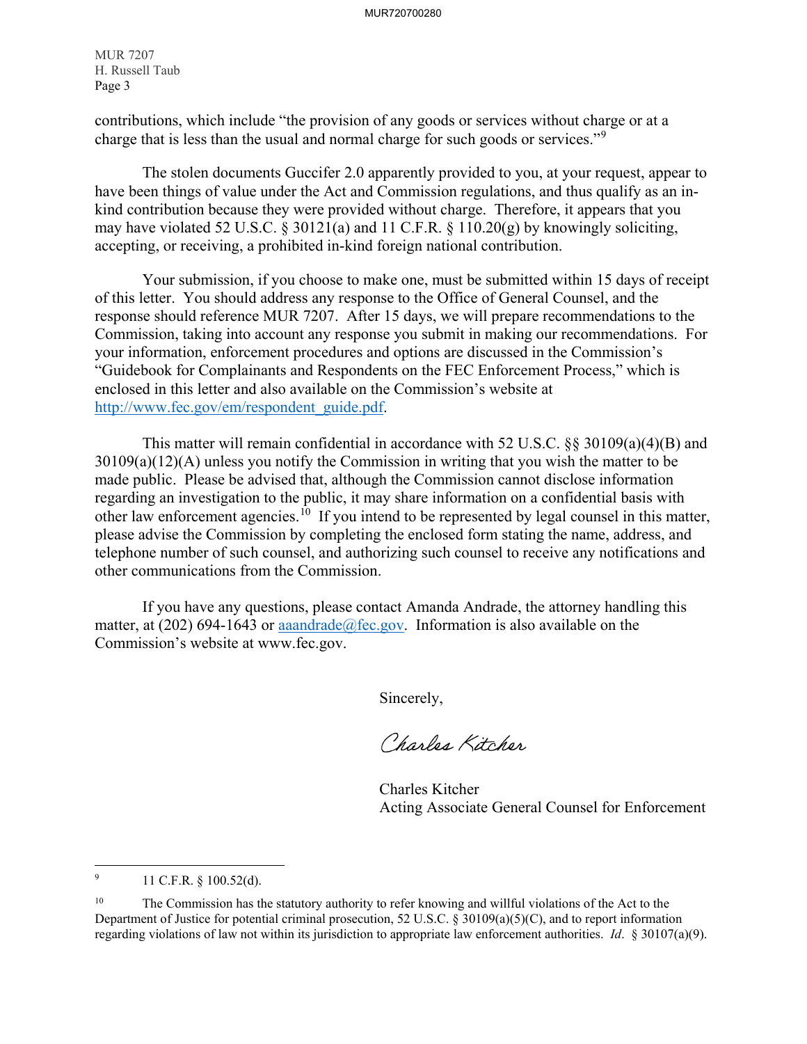MUR 7207
H. Russell Taub
Page 3

contributions, which include "the provision of any goods or services without charge or at a charge that is less than the usual and normal charge for such goods or services."[9]

The stolen documents Guccifer 2.0 apparently provided to you, at your request, appear to have been things of value under the Act and Commission regulations, and thus qualify as an in-kind contribution because they were provided without charge. Therefore, it appears that you may have violated 52 U.S.C. § 30121(a) and 11 C.F.R. § 110.20(g) by knowingly soliciting, accepting, or receiving, a prohibited in-kind foreign national contribution.

Your submission, if you choose to make one, must be submitted within 15 days of receipt of this letter. You should address any response to the Office of General Counsel, and the response should reference MUR 7207. After 15 days, we will prepare recommendations to the Commission, taking into account any response you submit in making our recommendations. For your information, enforcement procedures and options are discussed in the Commission's "Guidebook for Complainants and Respondents on the FEC Enforcement Process," which is enclosed in this letter and also available on the Commission's website at http://www.fec.gov/em/respondent_guide.pdf.

This matter will remain confidential in accordance with 52 U.S.C. §§ 30109(a)(4)(B) and 30109(a)(12)(A) unless you notify the Commission in writing that you wish the matter to be made public. Please be advised that, although the Commission cannot disclose information regarding an investigation to the public, it may share information on a confidential basis with other law enforcement agencies.[10] If you intend to be represented by legal counsel in this matter, please advise the Commission by completing the enclosed form stating the name, address, and telephone number of such counsel, and authorizing such counsel to receive any notifications and other communications from the Commission.

If you have any questions, please contact Amanda Andrade, the attorney handling this matter, at (202) 694-1643 or aaandrade@fec.gov. Information is also available on the Commission's website at www.fec.gov.

Sincerely,

*Charles Kitcher*

Charles Kitcher
Acting Associate General Counsel for Enforcement

---

[9] 11 C.F.R. § 100.52(d).

[10] The Commission has the statutory authority to refer knowing and willful violations of the Act to the Department of Justice for potential criminal prosecution, 52 U.S.C. § 30109(a)(5)(C), and to report information regarding violations of law not within its jurisdiction to appropriate law enforcement authorities. *Id*. § 30107(a)(9).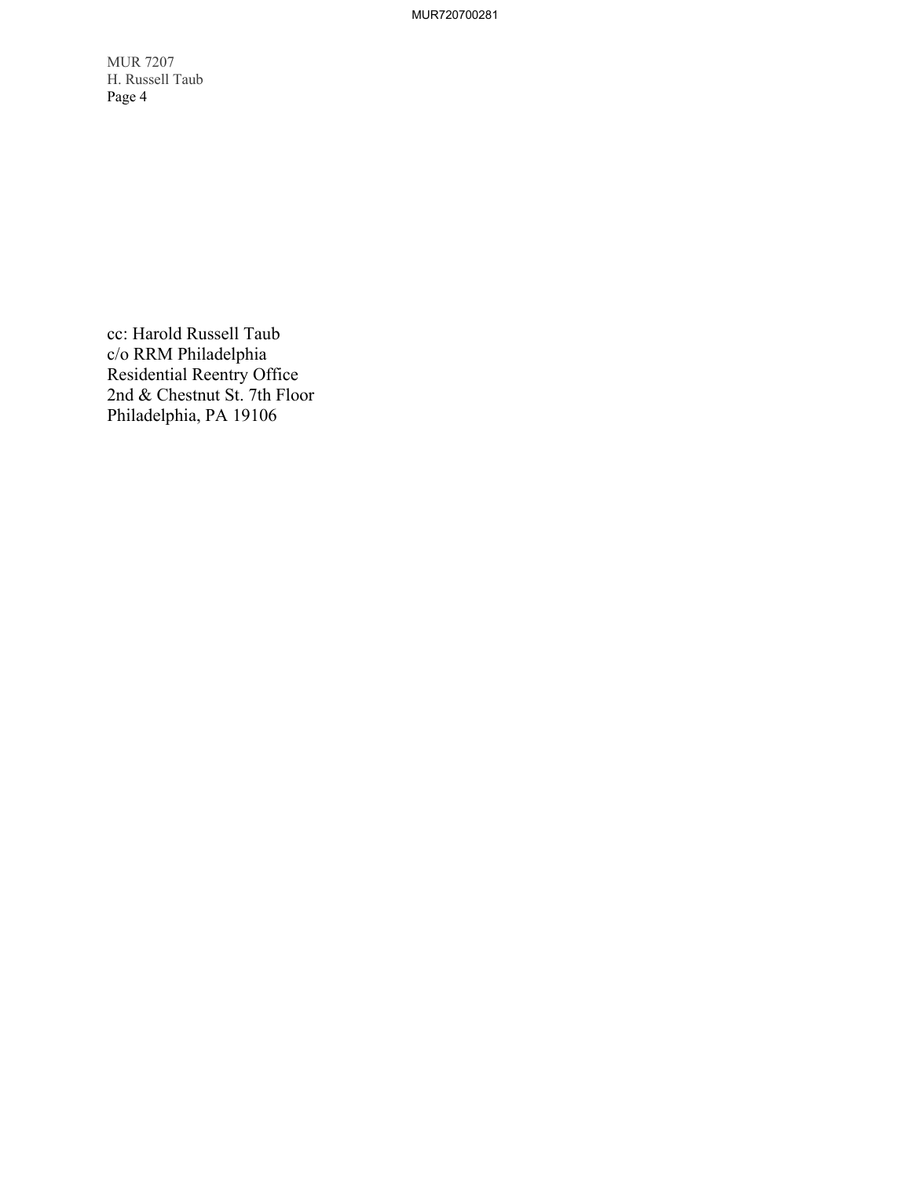cc: Harold Russell Taub
c/o RRM Philadelphia
Residential Reentry Office
2nd & Chestnut St. 7th Floor
Philadelphia, PA 19106